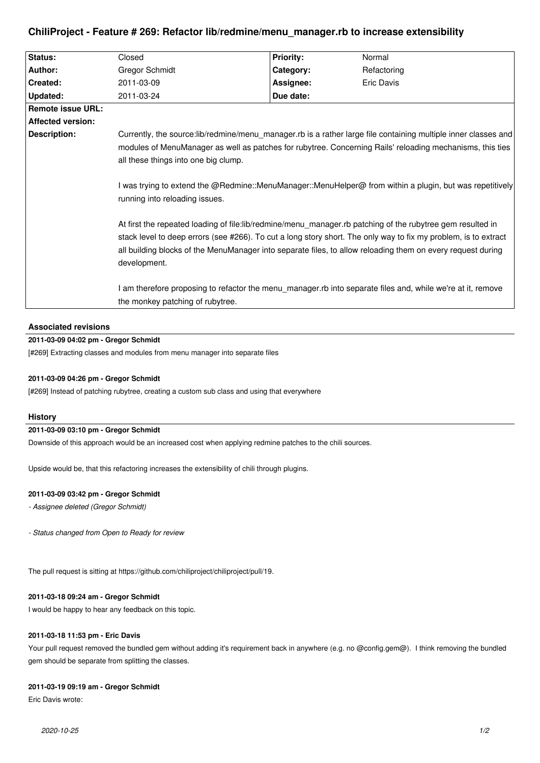# ChiliProject - Feature # 269: Refactor lib/redmine/menu_manager.rb to increase extensibility

| Status: | Closed | Priority: | Normal |
|---|---|---|---|
| Author: | Gregor Schmidt | Category: | Refactoring |
| Created: | 2011-03-09 | Assignee: | Eric Davis |
| Updated: | 2011-03-24 | Due date: | |
| Remote issue URL: | | | |
| Affected version: | | | |
| Description: | Currently, the source:lib/redmine/menu_manager.rb is a rather large file containing multiple inner classes and modules of MenuManager as well as patches for rubytree. Concerning Rails' reloading mechanisms, this ties all these things into one big clump.<br><br>I was trying to extend the @Redmine::MenuManager::MenuHelper@ from within a plugin, but was repetitively running into reloading issues.<br><br>At first the repeated loading of file:lib/redmine/menu_manager.rb patching of the rubytree gem resulted in stack level to deep errors (see #266). To cut a long story short. The only way to fix my problem, is to extract all building blocks of the MenuManager into separate files, to allow reloading them on every request during development.<br><br>I am therefore proposing to refactor the menu_manager.rb into separate files and, while we're at it, remove the monkey patching of rubytree. | | |

## Associated revisions

**2011-03-09 04:02 pm - Gregor Schmidt**

[#269] Extracting classes and modules from menu manager into separate files

**2011-03-09 04:26 pm - Gregor Schmidt**

[#269] Instead of patching rubytree, creating a custom sub class and using that everywhere

## History

**2011-03-09 03:10 pm - Gregor Schmidt**

Downside of this approach would be an increased cost when applying redmine patches to the chili sources.

Upside would be, that this refactoring increases the extensibility of chili through plugins.

**2011-03-09 03:42 pm - Gregor Schmidt**

*- Assignee deleted (Gregor Schmidt)*

*- Status changed from Open to Ready for review*

The pull request is sitting at https://github.com/chiliproject/chiliproject/pull/19.

**2011-03-18 09:24 am - Gregor Schmidt**

I would be happy to hear any feedback on this topic.

**2011-03-18 11:53 pm - Eric Davis**

Your pull request removed the bundled gem without adding it's requirement back in anywhere (e.g. no @config.gem@). I think removing the bundled gem should be separate from splitting the classes.

**2011-03-19 09:19 am - Gregor Schmidt**

Eric Davis wrote: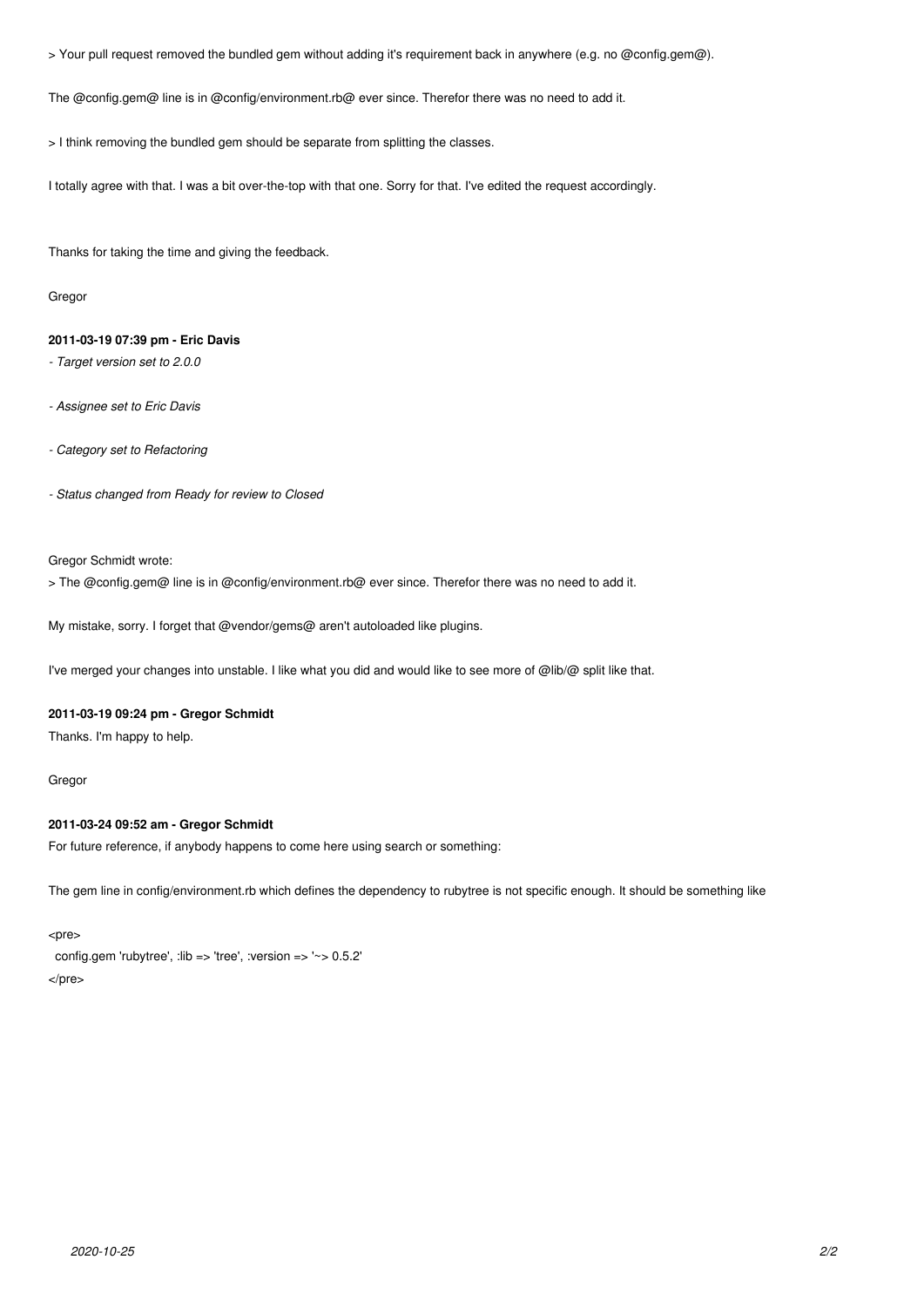> Your pull request removed the bundled gem without adding it's requirement back in anywhere (e.g. no @config.gem@).

The @config.gem@ line is in @config/environment.rb@ ever since. Therefor there was no need to add it.

> I think removing the bundled gem should be separate from splitting the classes.

I totally agree with that. I was a bit over-the-top with that one. Sorry for that. I've edited the request accordingly.

Thanks for taking the time and giving the feedback.

Gregor

**2011-03-19 07:39 pm - Eric Davis**

*- Target version set to 2.0.0*

*- Assignee set to Eric Davis*

*- Category set to Refactoring*

*- Status changed from Ready for review to Closed*

Gregor Schmidt wrote:

> The @config.gem@ line is in @config/environment.rb@ ever since. Therefor there was no need to add it.

My mistake, sorry. I forget that @vendor/gems@ aren't autoloaded like plugins.

I've merged your changes into unstable. I like what you did and would like to see more of @lib/@ split like that.

**2011-03-19 09:24 pm - Gregor Schmidt**

Thanks. I'm happy to help.

Gregor

**2011-03-24 09:52 am - Gregor Schmidt**

For future reference, if anybody happens to come here using search or something:

The gem line in config/environment.rb which defines the dependency to rubytree is not specific enough. It should be something like

<pre>
 config.gem 'rubytree', :lib => 'tree', :version => '~> 0.5.2'
</pre>